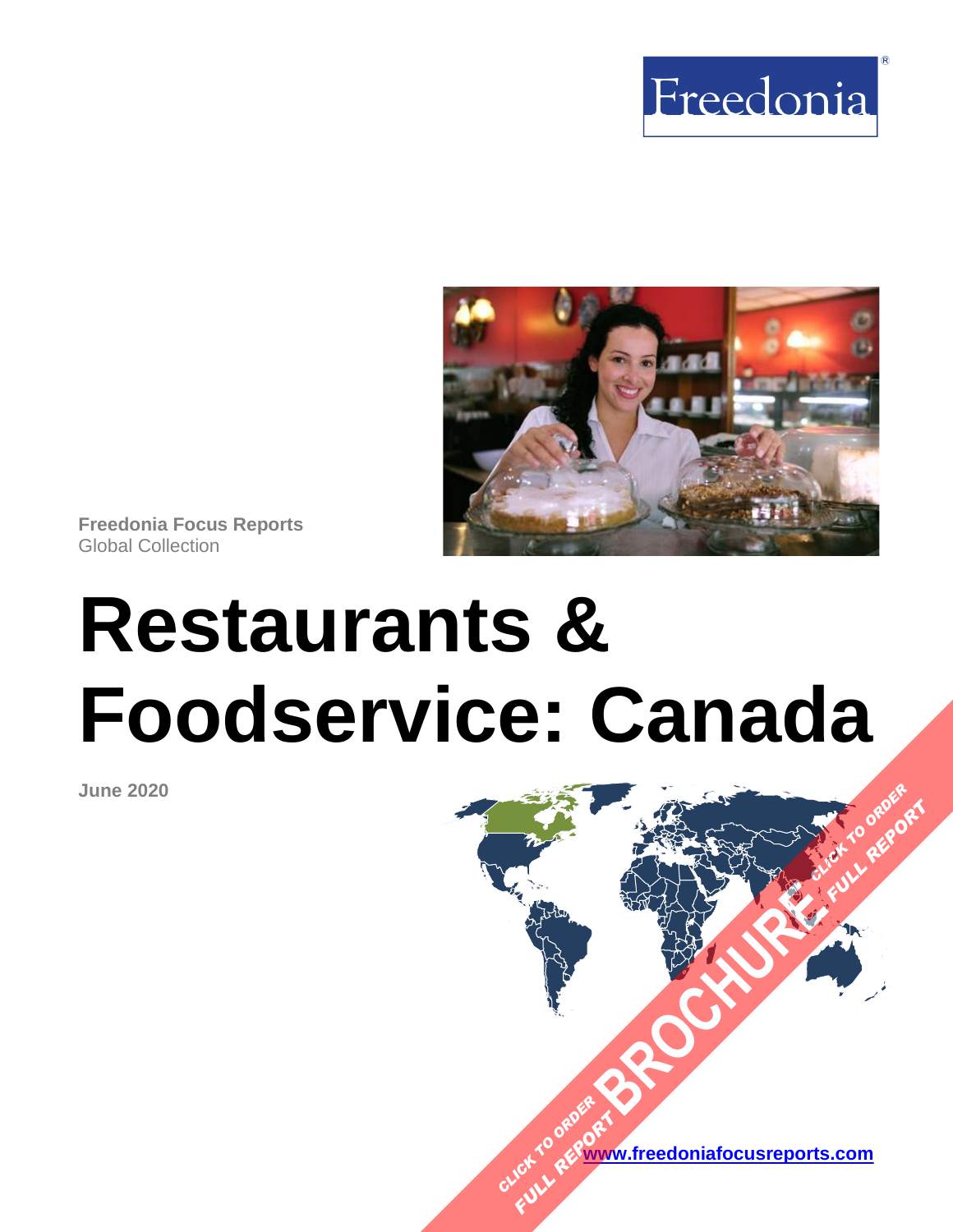Freedonia

**Freedonia Focus Reports**
Global Collection

# Restaurants & Foodservice: Canada

**June 2020**

CLICK TO ORDER FULL REPORT BROCHURE

[www.freedoniafocusreports.com](www.freedoniafocusreports.com)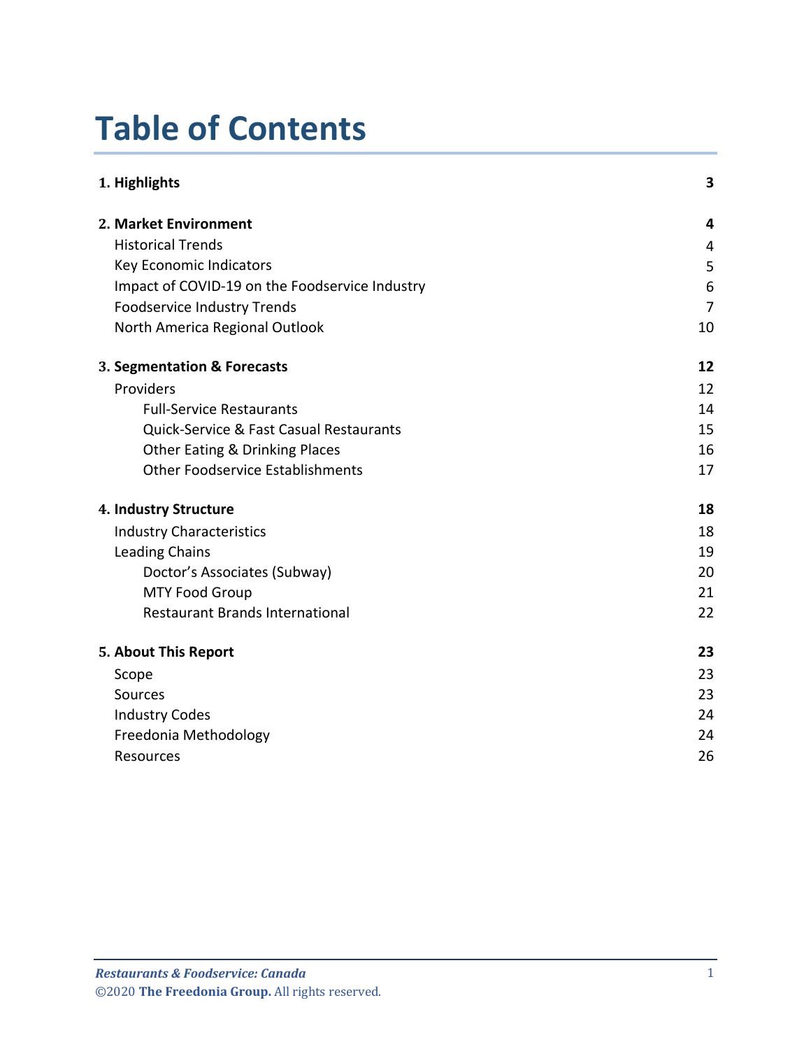# Table of Contents

| | |
|---|---|
| **1. Highlights** | **3** |
| **2. Market Environment** | **4** |
| Historical Trends | 4 |
| Key Economic Indicators | 5 |
| Impact of COVID-19 on the Foodservice Industry | 6 |
| Foodservice Industry Trends | 7 |
| North America Regional Outlook | 10 |
| **3. Segmentation & Forecasts** | **12** |
| Providers | 12 |
| Full-Service Restaurants | 14 |
| Quick-Service & Fast Casual Restaurants | 15 |
| Other Eating & Drinking Places | 16 |
| Other Foodservice Establishments | 17 |
| **4. Industry Structure** | **18** |
| Industry Characteristics | 18 |
| Leading Chains | 19 |
| Doctor's Associates (Subway) | 20 |
| MTY Food Group | 21 |
| Restaurant Brands International | 22 |
| **5. About This Report** | **23** |
| Scope | 23 |
| Sources | 23 |
| Industry Codes | 24 |
| Freedonia Methodology | 24 |
| Resources | 26 |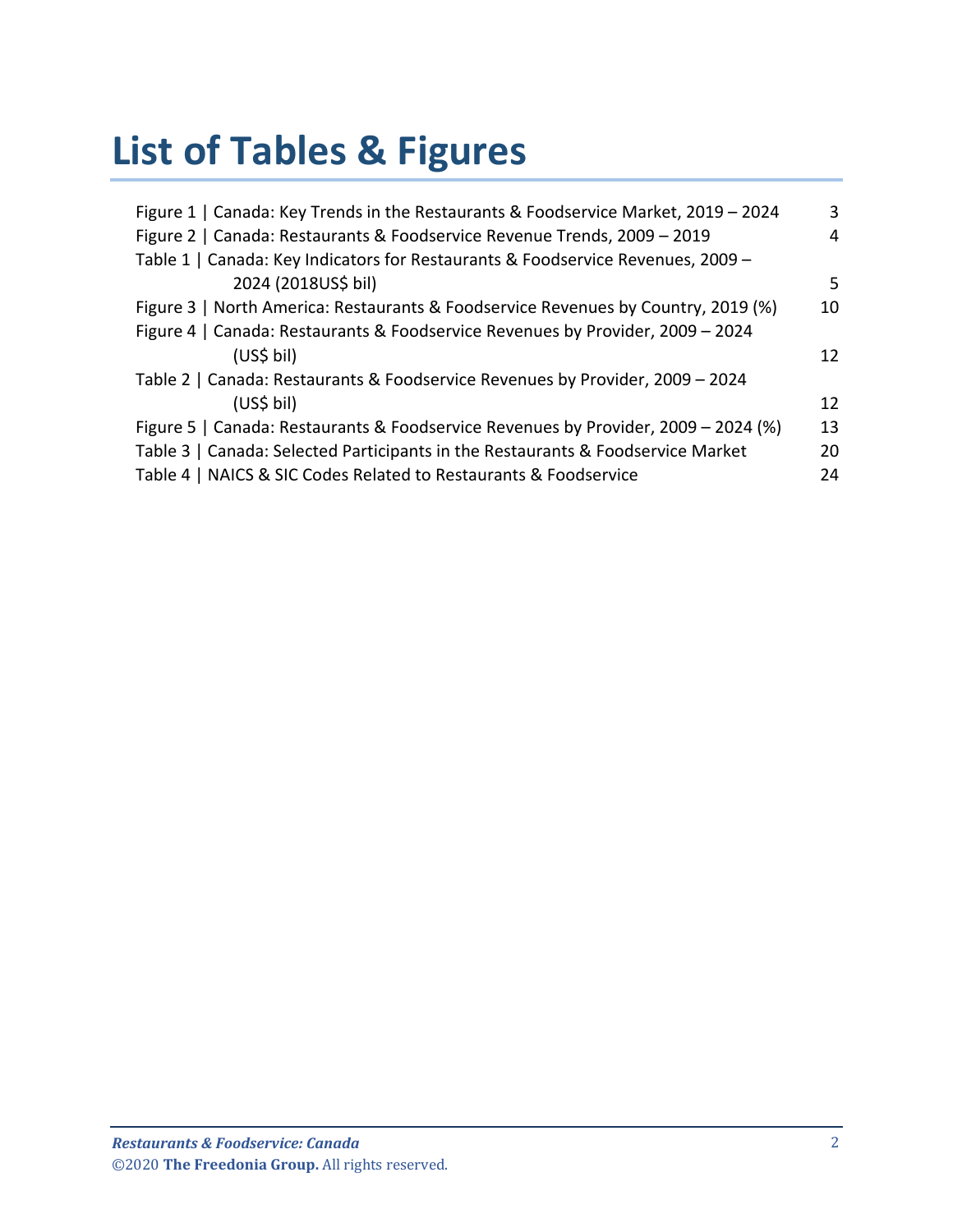# List of Tables & Figures

| | |
|---|---|
| Figure 1 \| Canada: Key Trends in the Restaurants & Foodservice Market, 2019 – 2024 | 3 |
| Figure 2 \| Canada: Restaurants & Foodservice Revenue Trends, 2009 – 2019 | 4 |
| Table 1 \| Canada: Key Indicators for Restaurants & Foodservice Revenues, 2009 – 2024 (2018US$ bil) | 5 |
| Figure 3 \| North America: Restaurants & Foodservice Revenues by Country, 2019 (%) | 10 |
| Figure 4 \| Canada: Restaurants & Foodservice Revenues by Provider, 2009 – 2024 (US$ bil) | 12 |
| Table 2 \| Canada: Restaurants & Foodservice Revenues by Provider, 2009 – 2024 (US$ bil) | 12 |
| Figure 5 \| Canada: Restaurants & Foodservice Revenues by Provider, 2009 – 2024 (%) | 13 |
| Table 3 \| Canada: Selected Participants in the Restaurants & Foodservice Market | 20 |
| Table 4 \| NAICS & SIC Codes Related to Restaurants & Foodservice | 24 |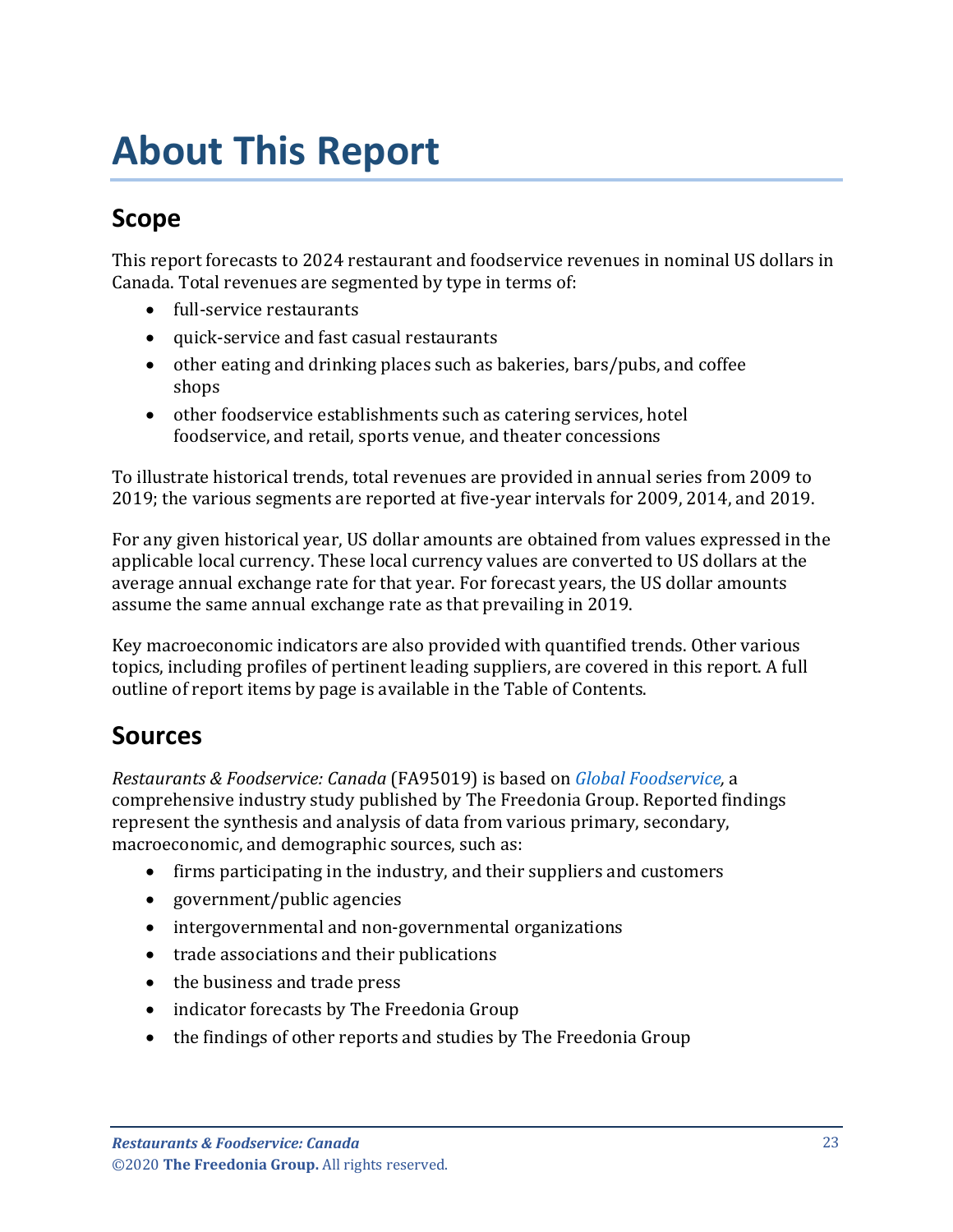# About This Report

## Scope

This report forecasts to 2024 restaurant and foodservice revenues in nominal US dollars in Canada. Total revenues are segmented by type in terms of:

- full-service restaurants
- quick-service and fast casual restaurants
- other eating and drinking places such as bakeries, bars/pubs, and coffee shops
- other foodservice establishments such as catering services, hotel foodservice, and retail, sports venue, and theater concessions

To illustrate historical trends, total revenues are provided in annual series from 2009 to 2019; the various segments are reported at five-year intervals for 2009, 2014, and 2019.

For any given historical year, US dollar amounts are obtained from values expressed in the applicable local currency. These local currency values are converted to US dollars at the average annual exchange rate for that year. For forecast years, the US dollar amounts assume the same annual exchange rate as that prevailing in 2019.

Key macroeconomic indicators are also provided with quantified trends. Other various topics, including profiles of pertinent leading suppliers, are covered in this report. A full outline of report items by page is available in the Table of Contents.

## Sources

*Restaurants & Foodservice: Canada* (FA95019) is based on *Global Foodservice,* a comprehensive industry study published by The Freedonia Group. Reported findings represent the synthesis and analysis of data from various primary, secondary, macroeconomic, and demographic sources, such as:

- firms participating in the industry, and their suppliers and customers
- government/public agencies
- intergovernmental and non-governmental organizations
- trade associations and their publications
- the business and trade press
- indicator forecasts by The Freedonia Group
- the findings of other reports and studies by The Freedonia Group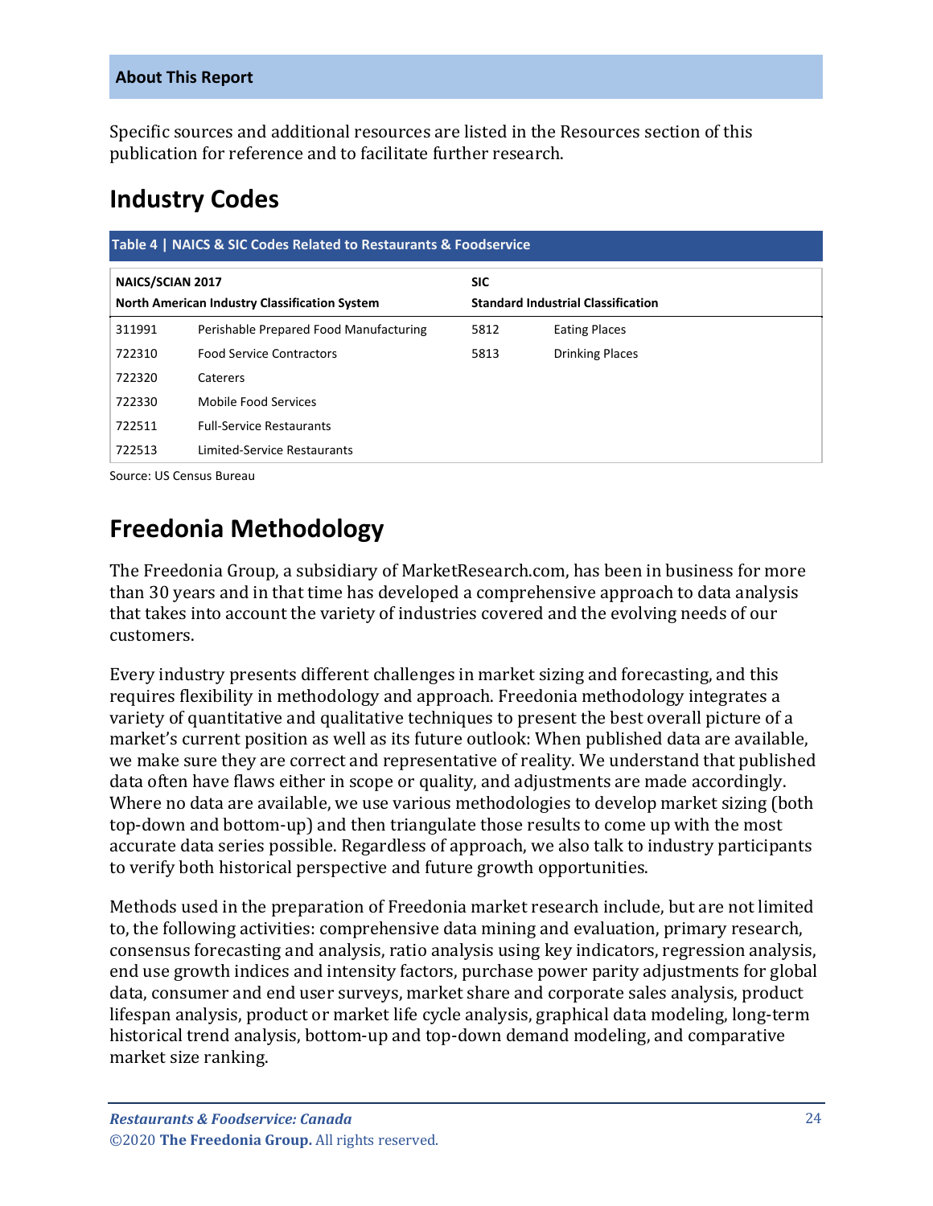## About This Report

Specific sources and additional resources are listed in the Resources section of this publication for reference and to facilitate further research.

# Industry Codes

**Table 4 | NAICS & SIC Codes Related to Restaurants & Foodservice**

| **NAICS/SCIAN 2017** | | **SIC** | |
|---|---|---|---|
| **North American Industry Classification System** | | **Standard Industrial Classification** | |
| 311991 | Perishable Prepared Food Manufacturing | 5812 | Eating Places |
| 722310 | Food Service Contractors | 5813 | Drinking Places |
| 722320 | Caterers | | |
| 722330 | Mobile Food Services | | |
| 722511 | Full-Service Restaurants | | |
| 722513 | Limited-Service Restaurants | | |

Source: US Census Bureau

# Freedonia Methodology

The Freedonia Group, a subsidiary of MarketResearch.com, has been in business for more than 30 years and in that time has developed a comprehensive approach to data analysis that takes into account the variety of industries covered and the evolving needs of our customers.

Every industry presents different challenges in market sizing and forecasting, and this requires flexibility in methodology and approach. Freedonia methodology integrates a variety of quantitative and qualitative techniques to present the best overall picture of a market's current position as well as its future outlook: When published data are available, we make sure they are correct and representative of reality. We understand that published data often have flaws either in scope or quality, and adjustments are made accordingly. Where no data are available, we use various methodologies to develop market sizing (both top-down and bottom-up) and then triangulate those results to come up with the most accurate data series possible. Regardless of approach, we also talk to industry participants to verify both historical perspective and future growth opportunities.

Methods used in the preparation of Freedonia market research include, but are not limited to, the following activities: comprehensive data mining and evaluation, primary research, consensus forecasting and analysis, ratio analysis using key indicators, regression analysis, end use growth indices and intensity factors, purchase power parity adjustments for global data, consumer and end user surveys, market share and corporate sales analysis, product lifespan analysis, product or market life cycle analysis, graphical data modeling, long-term historical trend analysis, bottom-up and top-down demand modeling, and comparative market size ranking.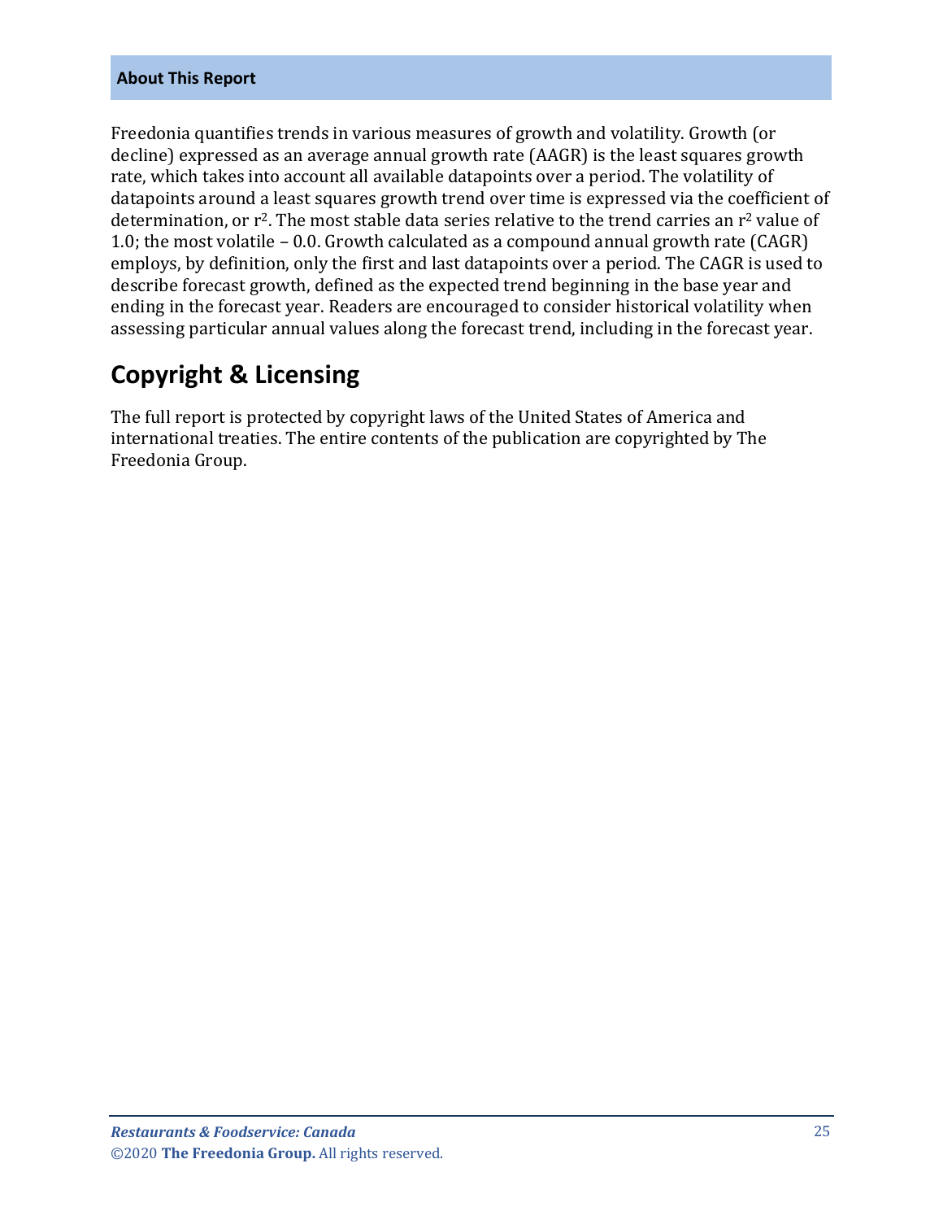## About This Report

Freedonia quantifies trends in various measures of growth and volatility. Growth (or decline) expressed as an average annual growth rate (AAGR) is the least squares growth rate, which takes into account all available datapoints over a period. The volatility of datapoints around a least squares growth trend over time is expressed via the coefficient of determination, or $r^2$. The most stable data series relative to the trend carries an $r^2$ value of 1.0; the most volatile – 0.0. Growth calculated as a compound annual growth rate (CAGR) employs, by definition, only the first and last datapoints over a period. The CAGR is used to describe forecast growth, defined as the expected trend beginning in the base year and ending in the forecast year. Readers are encouraged to consider historical volatility when assessing particular annual values along the forecast trend, including in the forecast year.

# Copyright & Licensing

The full report is protected by copyright laws of the United States of America and international treaties. The entire contents of the publication are copyrighted by The Freedonia Group.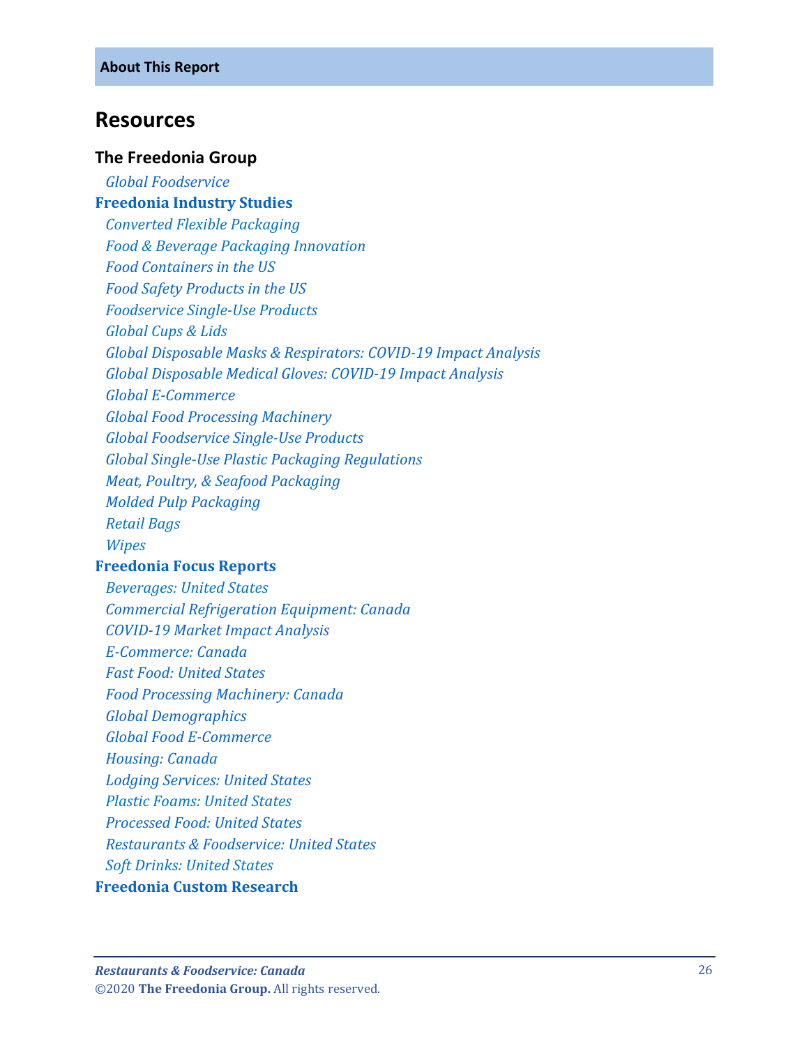## Resources

### The Freedonia Group

*Global Foodservice*

**Freedonia Industry Studies**

*Converted Flexible Packaging*
*Food & Beverage Packaging Innovation*
*Food Containers in the US*
*Food Safety Products in the US*
*Foodservice Single-Use Products*
*Global Cups & Lids*
*Global Disposable Masks & Respirators: COVID-19 Impact Analysis*
*Global Disposable Medical Gloves: COVID-19 Impact Analysis*
*Global E-Commerce*
*Global Food Processing Machinery*
*Global Foodservice Single-Use Products*
*Global Single-Use Plastic Packaging Regulations*
*Meat, Poultry, & Seafood Packaging*
*Molded Pulp Packaging*
*Retail Bags*
*Wipes*

**Freedonia Focus Reports**

*Beverages: United States*
*Commercial Refrigeration Equipment: Canada*
*COVID-19 Market Impact Analysis*
*E-Commerce: Canada*
*Fast Food: United States*
*Food Processing Machinery: Canada*
*Global Demographics*
*Global Food E-Commerce*
*Housing: Canada*
*Lodging Services: United States*
*Plastic Foams: United States*
*Processed Food: United States*
*Restaurants & Foodservice: United States*
*Soft Drinks: United States*

**Freedonia Custom Research**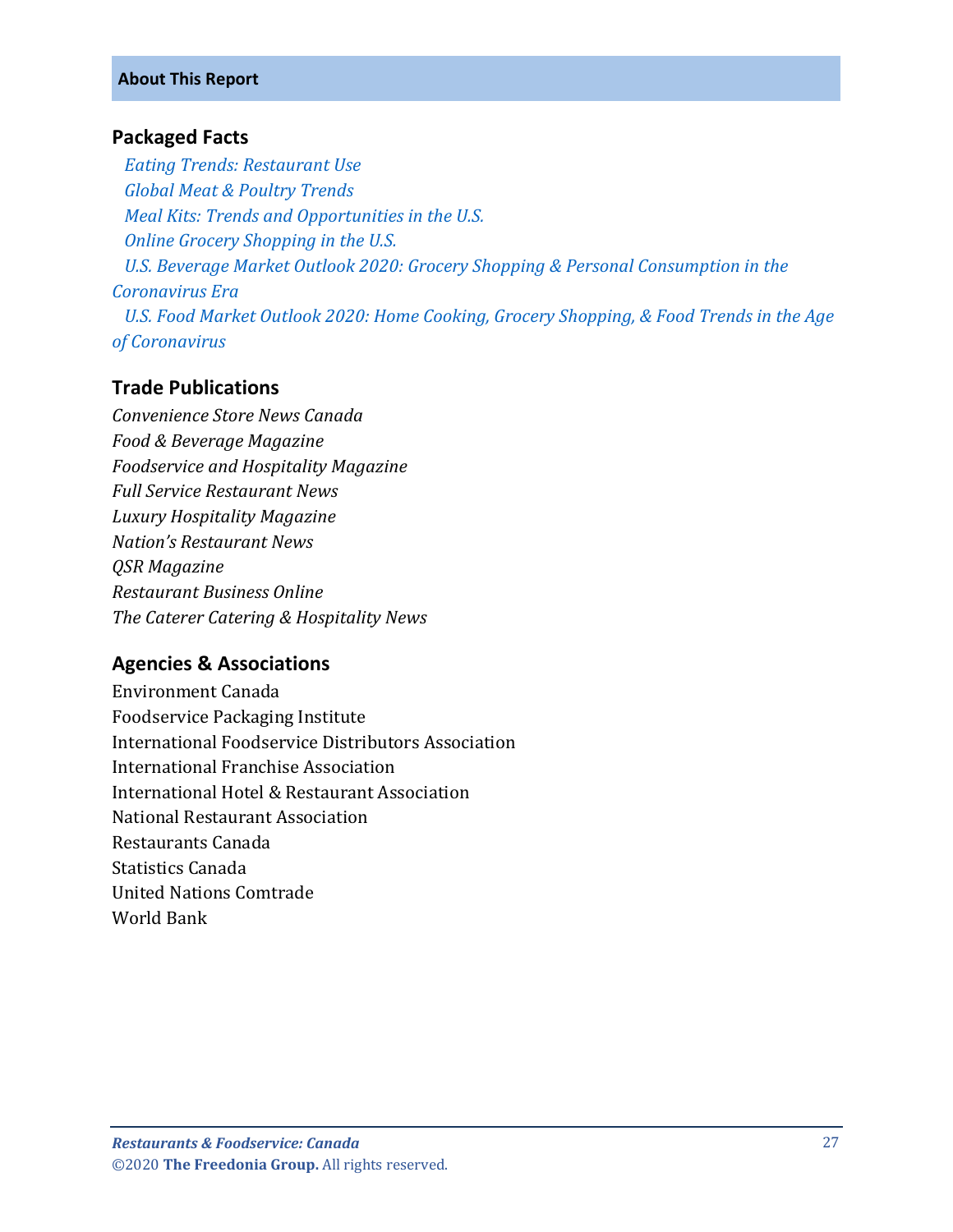**About This Report**

## Packaged Facts

*Eating Trends: Restaurant Use*
*Global Meat & Poultry Trends*
*Meal Kits: Trends and Opportunities in the U.S.*
*Online Grocery Shopping in the U.S.*
*U.S. Beverage Market Outlook 2020: Grocery Shopping & Personal Consumption in the Coronavirus Era*
*U.S. Food Market Outlook 2020: Home Cooking, Grocery Shopping, & Food Trends in the Age of Coronavirus*

## Trade Publications

*Convenience Store News Canada*
*Food & Beverage Magazine*
*Foodservice and Hospitality Magazine*
*Full Service Restaurant News*
*Luxury Hospitality Magazine*
*Nation's Restaurant News*
*QSR Magazine*
*Restaurant Business Online*
*The Caterer Catering & Hospitality News*

## Agencies & Associations

Environment Canada
Foodservice Packaging Institute
International Foodservice Distributors Association
International Franchise Association
International Hotel & Restaurant Association
National Restaurant Association
Restaurants Canada
Statistics Canada
United Nations Comtrade
World Bank